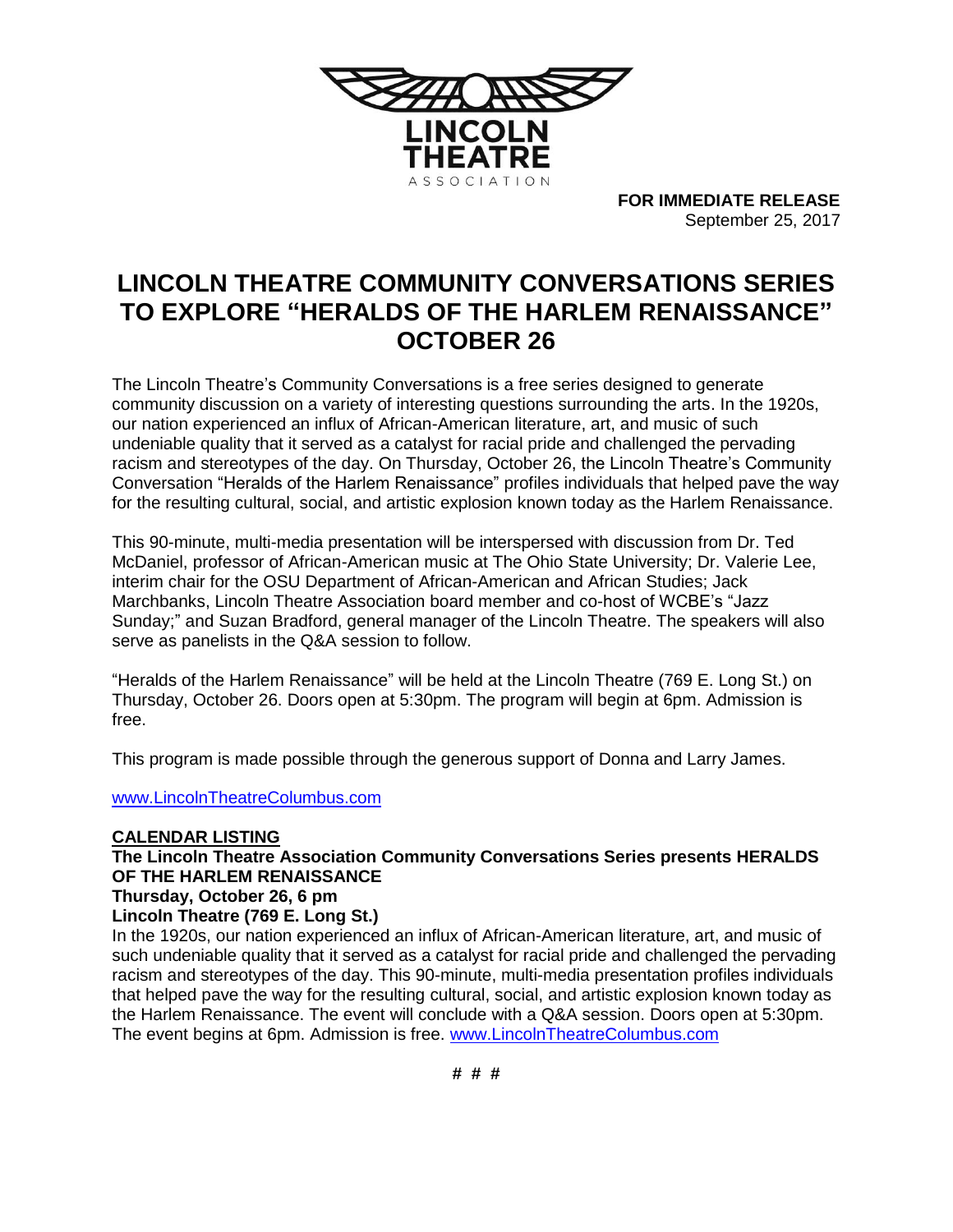LINCOLN THEATRE ASSOCIATION

**FOR IMMEDIATE RELEASE**
September 25, 2017

# LINCOLN THEATRE COMMUNITY CONVERSATIONS SERIES TO EXPLORE "HERALDS OF THE HARLEM RENAISSANCE" OCTOBER 26

The Lincoln Theatre's Community Conversations is a free series designed to generate community discussion on a variety of interesting questions surrounding the arts. In the 1920s, our nation experienced an influx of African-American literature, art, and music of such undeniable quality that it served as a catalyst for racial pride and challenged the pervading racism and stereotypes of the day. On Thursday, October 26, the Lincoln Theatre's Community Conversation "Heralds of the Harlem Renaissance" profiles individuals that helped pave the way for the resulting cultural, social, and artistic explosion known today as the Harlem Renaissance.

This 90-minute, multi-media presentation will be interspersed with discussion from Dr. Ted McDaniel, professor of African-American music at The Ohio State University; Dr. Valerie Lee, interim chair for the OSU Department of African-American and African Studies; Jack Marchbanks, Lincoln Theatre Association board member and co-host of WCBE's "Jazz Sunday;" and Suzan Bradford, general manager of the Lincoln Theatre. The speakers will also serve as panelists in the Q&A session to follow.

"Heralds of the Harlem Renaissance" will be held at the Lincoln Theatre (769 E. Long St.) on Thursday, October 26. Doors open at 5:30pm. The program will begin at 6pm. Admission is free.

This program is made possible through the generous support of Donna and Larry James.

www.LincolnTheatreColumbus.com

**CALENDAR LISTING**

**The Lincoln Theatre Association Community Conversations Series presents HERALDS OF THE HARLEM RENAISSANCE**
**Thursday, October 26, 6 pm**
**Lincoln Theatre (769 E. Long St.)**

In the 1920s, our nation experienced an influx of African-American literature, art, and music of such undeniable quality that it served as a catalyst for racial pride and challenged the pervading racism and stereotypes of the day. This 90-minute, multi-media presentation profiles individuals that helped pave the way for the resulting cultural, social, and artistic explosion known today as the Harlem Renaissance. The event will conclude with a Q&A session. Doors open at 5:30pm. The event begins at 6pm. Admission is free. www.LincolnTheatreColumbus.com

# # #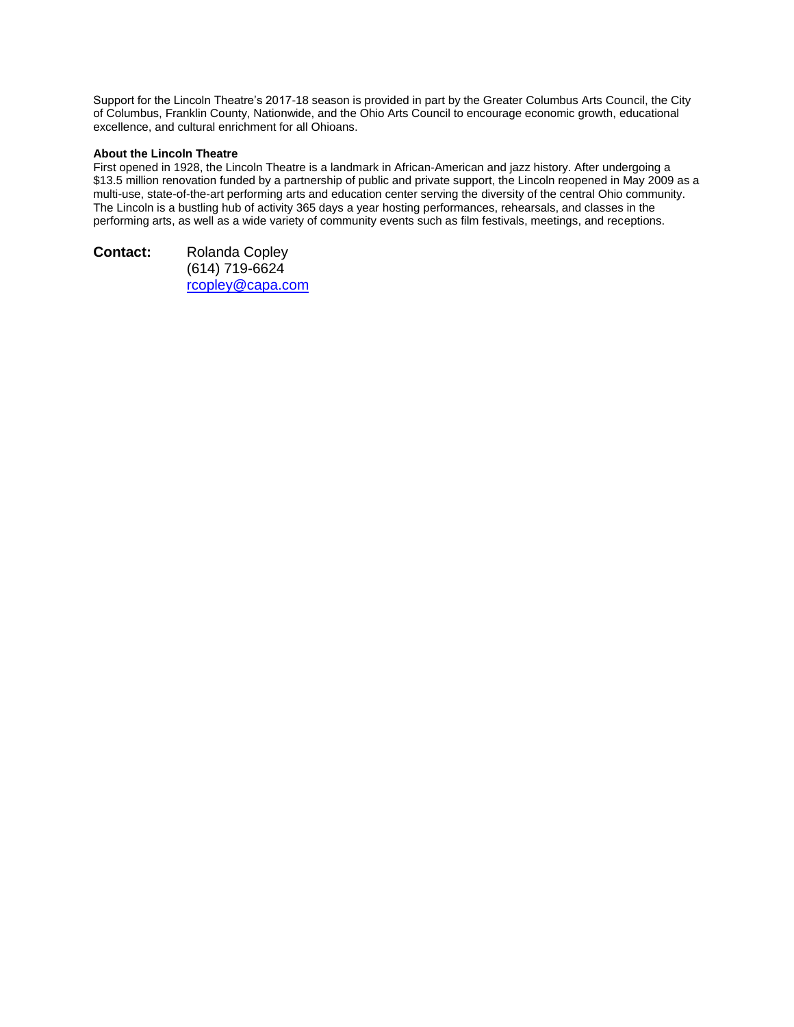Support for the Lincoln Theatre's 2017-18 season is provided in part by the Greater Columbus Arts Council, the City of Columbus, Franklin County, Nationwide, and the Ohio Arts Council to encourage economic growth, educational excellence, and cultural enrichment for all Ohioans.

**About the Lincoln Theatre**

First opened in 1928, the Lincoln Theatre is a landmark in African-American and jazz history. After undergoing a $13.5 million renovation funded by a partnership of public and private support, the Lincoln reopened in May 2009 as a multi-use, state-of-the-art performing arts and education center serving the diversity of the central Ohio community. The Lincoln is a bustling hub of activity 365 days a year hosting performances, rehearsals, and classes in the performing arts, as well as a wide variety of community events such as film festivals, meetings, and receptions.

**Contact:** Rolanda Copley
(614) 719-6624
rcopley@capa.com